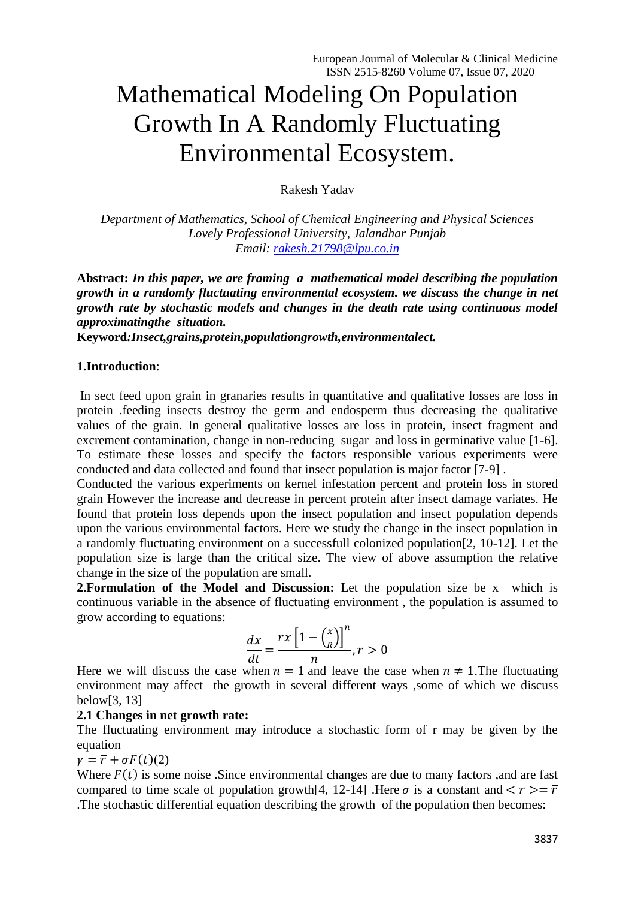# Mathematical Modeling On Population Growth In A Randomly Fluctuating Environmental Ecosystem.

Rakesh Yadav

*Department of Mathematics, School of Chemical Engineering and Physical Sciences*
*Lovely Professional University, Jalandhar Punjab*
*Email: rakesh.21798@lpu.co.in*

**Abstract:** ***In this paper, we are framing a mathematical model describing the population growth in a randomly fluctuating environmental ecosystem. we discuss the change in net growth rate by stochastic models and changes in the death rate using continuous model approximatingthe situation.***

**Keyword:*Insect,grains,protein,populationgrowth,environmentalect.***

**1.Introduction**:

In sect feed upon grain in granaries results in quantitative and qualitative losses are loss in protein .feeding insects destroy the germ and endosperm thus decreasing the qualitative values of the grain. In general qualitative losses are loss in protein, insect fragment and excrement contamination, change in non-reducing sugar and loss in germinative value [1-6]. To estimate these losses and specify the factors responsible various experiments were conducted and data collected and found that insect population is major factor [7-9] .
Conducted the various experiments on kernel infestation percent and protein loss in stored grain However the increase and decrease in percent protein after insect damage variates. He found that protein loss depends upon the insect population and insect population depends upon the various environmental factors. Here we study the change in the insect population in a randomly fluctuating environment on a successfull colonized population[2, 10-12]. Let the population size is large than the critical size. The view of above assumption the relative change in the size of the population are small.

**2.Formulation of the Model and Discussion:** Let the population size be x which is continuous variable in the absence of fluctuating environment , the population is assumed to grow according to equations:

$$\frac{dx}{dt} = \frac{\bar{r}x\left[1-\left(\frac{x}{R}\right)\right]^{n}}{n}, r > 0$$

Here we will discuss the case when $n = 1$ and leave the case when $n \neq 1$.The fluctuating environment may affect the growth in several different ways ,some of which we discuss below[3, 13]

**2.1 Changes in net growth rate:**

The fluctuating environment may introduce a stochastic form of r may be given by the equation

$\gamma = \bar{r} + \sigma F(t)$(2)

Where $F(t)$ is some noise .Since environmental changes are due to many factors ,and are fast compared to time scale of population growth[4, 12-14] .Here $\sigma$ is a constant and $< r >= \bar{r}$ .The stochastic differential equation describing the growth of the population then becomes: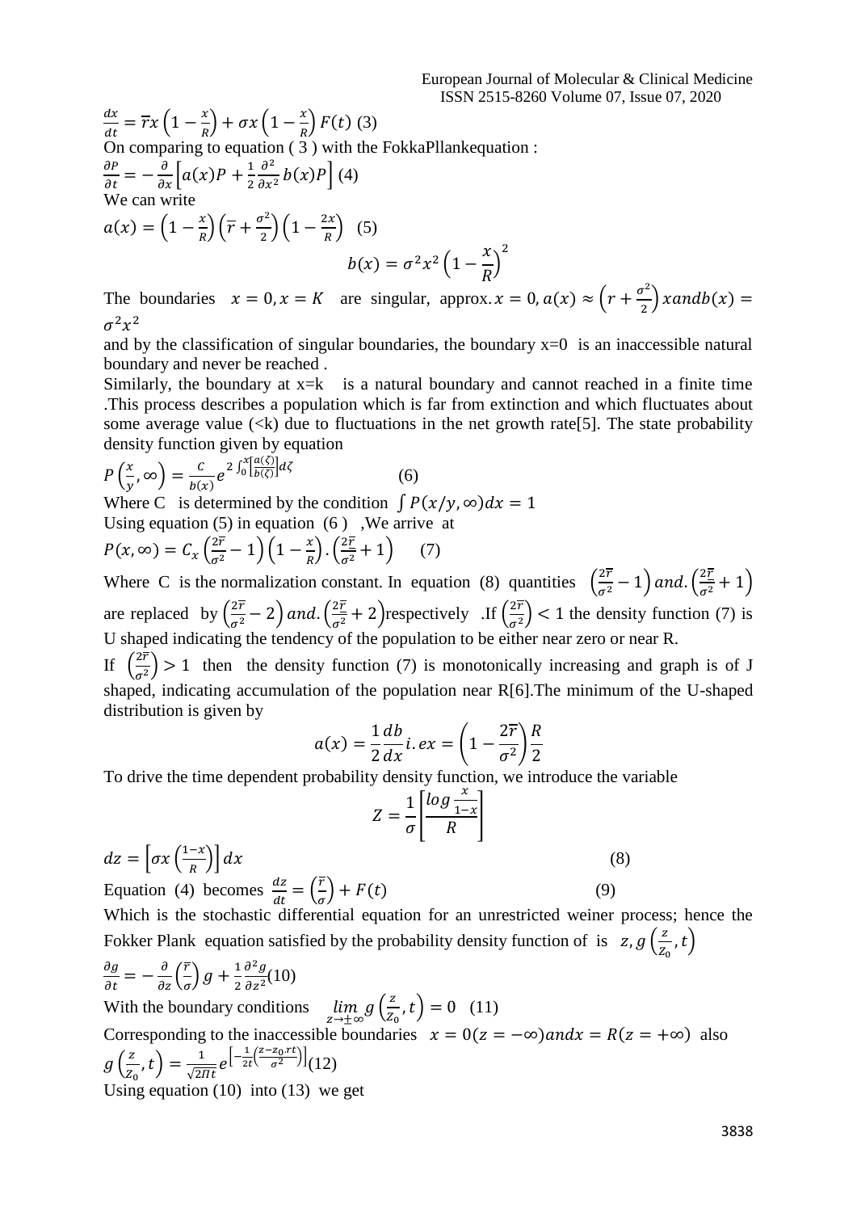$$\frac{dx}{dt} = \overline{r}x\left(1-\frac{x}{R}\right) + \sigma x\left(1-\frac{x}{R}\right)F(t) \quad (3)$$

On comparing to equation ( 3 ) with the FokkaPllankequation :

$$\frac{\partial P}{\partial t} = -\frac{\partial}{\partial x}\left[a(x)P + \frac{1}{2}\frac{\partial^2}{\partial x^2}b(x)P\right] \quad (4)$$

We can write

$$a(x) = \left(1-\frac{x}{R}\right)\left(\overline{r}+\frac{\sigma^2}{2}\right)\left(1-\frac{2x}{R}\right) \quad (5)$$

$$b(x) = \sigma^2 x^2\left(1-\frac{x}{R}\right)^2$$

The boundaries $x = 0, x = K$ are singular, approx. $x = 0, a(x) \approx \left(r+\frac{\sigma^2}{2}\right)x$ and $b(x) = \sigma^2 x^2$

and by the classification of singular boundaries, the boundary x=0 is an inaccessible natural boundary and never be reached .

Similarly, the boundary at x=k is a natural boundary and cannot reached in a finite time .This process describes a population which is far from extinction and which fluctuates about some average value (<k) due to fluctuations in the net growth rate[5]. The state probability density function given by equation

$$P\left(\frac{x}{y},\infty\right) = \frac{C}{b(x)}e^{2\int_0^x\left[\frac{a(\zeta)}{b(\zeta)}\right]d\zeta} \quad (6)$$

Where C is determined by the condition $\int P(x/y,\infty)dx = 1$

Using equation (5) in equation (6 ) ,We arrive at

$$P(x,\infty) = C_x\left(\frac{2\overline{r}}{\sigma^2}-1\right)\left(1-\frac{x}{R}\right).\left(\frac{2\overline{r}}{\sigma^2}+1\right) \quad (7)$$

Where C is the normalization constant. In equation (8) quantities $\left(\frac{2\overline{r}}{\sigma^2}-1\right)$ and. $\left(\frac{2\overline{r}}{\sigma^2}+1\right)$ are replaced by $\left(\frac{2\overline{r}}{\sigma^2}-2\right)$ and. $\left(\frac{2\overline{r}}{\sigma^2}+2\right)$respectively .If $\left(\frac{2\overline{r}}{\sigma^2}\right) < 1$ the density function (7) is U shaped indicating the tendency of the population to be either near zero or near R.

If $\left(\frac{2\overline{r}}{\sigma^2}\right) > 1$ then the density function (7) is monotonically increasing and graph is of J shaped, indicating accumulation of the population near R[6].The minimum of the U-shaped distribution is given by

$$a(x) = \frac{1}{2}\frac{db}{dx} i.ex = \left(1-\frac{2\overline{r}}{\sigma^2}\right)\frac{R}{2}$$

To drive the time dependent probability density function, we introduce the variable

$$Z = \frac{1}{\sigma}\left[\frac{\log\frac{x}{1-x}}{R}\right]$$

$$dz = \left[\sigma x\left(\frac{1-x}{R}\right)\right]dx \quad (8)$$

Equation (4) becomes $\frac{dz}{dt} = \left(\frac{\overline{r}}{\sigma}\right) + F(t)$ (9)

Which is the stochastic differential equation for an unrestricted weiner process; hence the Fokker Plank equation satisfied by the probability density function of is $z, g\left(\frac{z}{Z_0},t\right)$

$$\frac{\partial g}{\partial t} = -\frac{\partial}{\partial z}\left(\frac{\overline{r}}{\sigma}\right)g + \frac{1}{2}\frac{\partial^2 g}{\partial z^2} \quad (10)$$

With the boundary conditions $\lim_{z\to\pm\infty} g\left(\frac{z}{Z_0},t\right) = 0$ (11)

Corresponding to the inaccessible boundaries $x = 0 (z = -\infty)$ and $x = R (z = +\infty)$ also

$$g\left(\frac{z}{Z_0},t\right) = \frac{1}{\sqrt{2\Pi t}}e^{\left[-\frac{1}{2t}\left(\frac{z-z_0.rt}{\sigma^2}\right)\right]} \quad (12)$$

Using equation (10) into (13) we get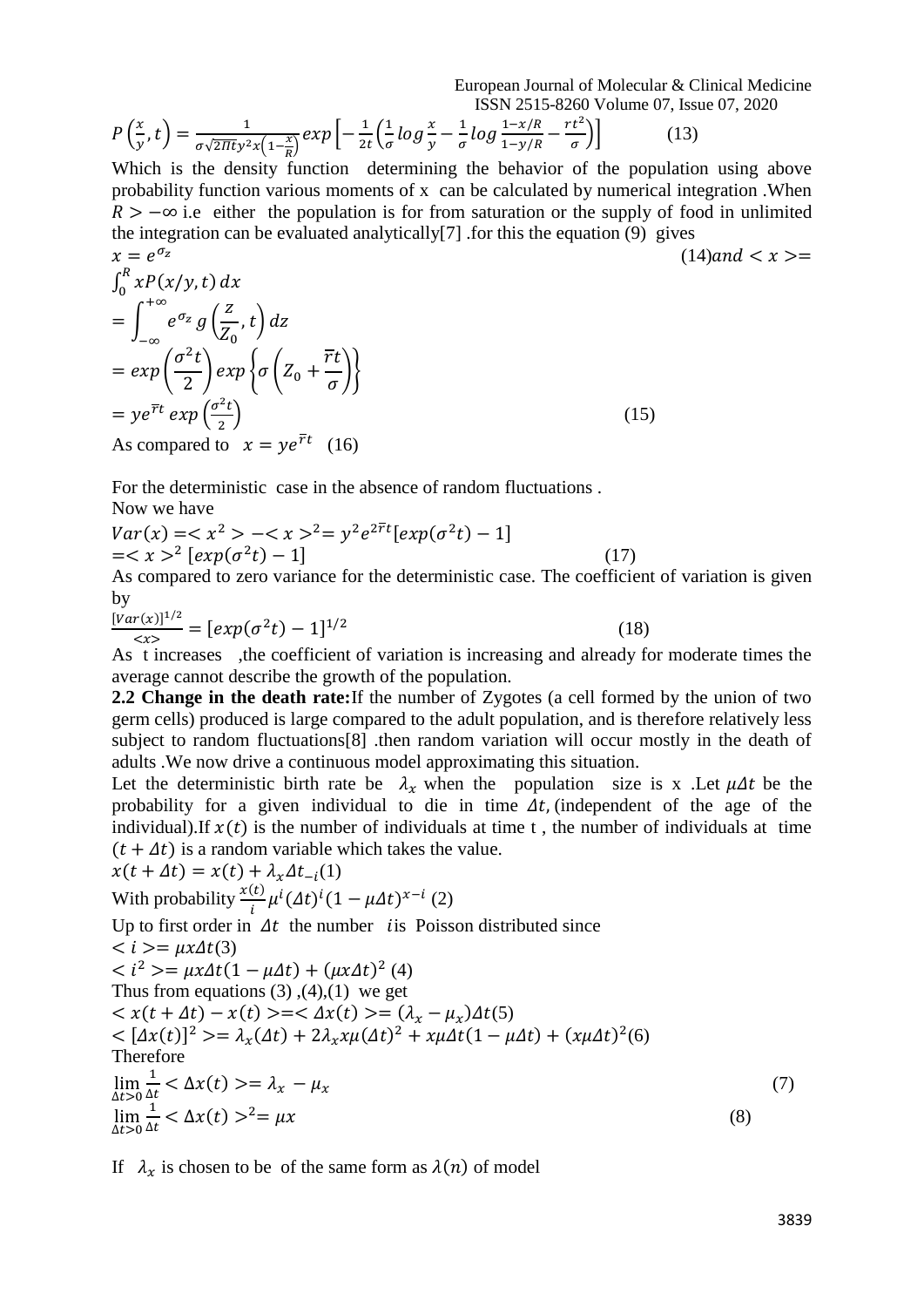$$P\left(\frac{x}{y},t\right)=\frac{1}{\sigma\sqrt{2\Pi t}y^2x\left(1-\frac{x}{R}\right)}exp\left[-\frac{1}{2t}\left(\frac{1}{\sigma}log\frac{x}{y}-\frac{1}{\sigma}log\frac{1-x/R}{1-y/R}-\frac{rt^2}{\sigma}\right)\right] \quad (13)$$

Which is the density function determining the behavior of the population using above probability function various moments of x can be calculated by numerical integration .When $R > -\infty$ i.e either the population is for from saturation or the supply of food in unlimited the integration can be evaluated analytically[7] .for this the equation (9) gives

$x = e^{\sigma_z}$ (14)and $< x >=$

$$\int_0^R xP(x/y,t)\,dx$$
$$=\int_{-\infty}^{+\infty} e^{\sigma_z}\, g\left(\frac{z}{Z_0},t\right)dz$$
$$=exp\left(\frac{\sigma^2 t}{2}\right)exp\left\{\sigma\left(Z_0+\frac{\bar{r}t}{\sigma}\right)\right\}$$
$$=ye^{\bar{r}t}\,exp\left(\frac{\sigma^2 t}{2}\right) \quad (15)$$

As compared to $x = ye^{\bar{r}t}$ (16)

For the deterministic case in the absence of random fluctuations .

Now we have

$$Var(x) =< x^2 > -< x >^2 = y^2 e^{2\bar{r}t}[exp(\sigma^2 t) - 1]$$
$$=< x >^2 [exp(\sigma^2 t) - 1] \quad (17)$$

As compared to zero variance for the deterministic case. The coefficient of variation is given by

$$\frac{[Var(x)]^{1/2}}{<x>} = [exp(\sigma^2 t) - 1]^{1/2} \quad (18)$$

As t increases ,the coefficient of variation is increasing and already for moderate times the average cannot describe the growth of the population.

**2.2 Change in the death rate:**If the number of Zygotes (a cell formed by the union of two germ cells) produced is large compared to the adult population, and is therefore relatively less subject to random fluctuations[8] .then random variation will occur mostly in the death of adults .We now drive a continuous model approximating this situation.

Let the deterministic birth rate be $\lambda_x$ when the population size is x .Let $\mu\Delta t$ be the probability for a given individual to die in time $\Delta t$, (independent of the age of the individual).If $x(t)$ is the number of individuals at time t , the number of individuals at time $(t + \Delta t)$ is a random variable which takes the value.

$x(t + \Delta t) = x(t) + \lambda_x \Delta t_{-i}$(1)

With probability $\frac{x(t)}{i}\mu^i(\Delta t)^i(1-\mu\Delta t)^{x-i}$ (2)

Up to first order in $\Delta t$ the number $i$is Poisson distributed since

$< i >= \mu x\Delta t$(3)

$< i^2 >= \mu x\Delta t(1-\mu\Delta t) + (\mu x\Delta t)^2$ (4)

Thus from equations (3) ,(4),(1) we get

$< x(t + \Delta t) - x(t) >=< \Delta x(t) >= (\lambda_x - \mu_x)\Delta t$(5)

$< [\Delta x(t)]^2 >= \lambda_x(\Delta t) + 2\lambda_x x\mu(\Delta t)^2 + x\mu\Delta t(1-\mu\Delta t) + (x\mu\Delta t)^2$(6)

Therefore

$$\lim_{\Delta t>0}\frac{1}{\Delta t} < \Delta x(t) >= \lambda_x - \mu_x \quad (7)$$
$$\lim_{\Delta t>0}\frac{1}{\Delta t} < \Delta x(t) >^2 = \mu x \quad (8)$$

If $\lambda_x$ is chosen to be of the same form as $\lambda(n)$ of model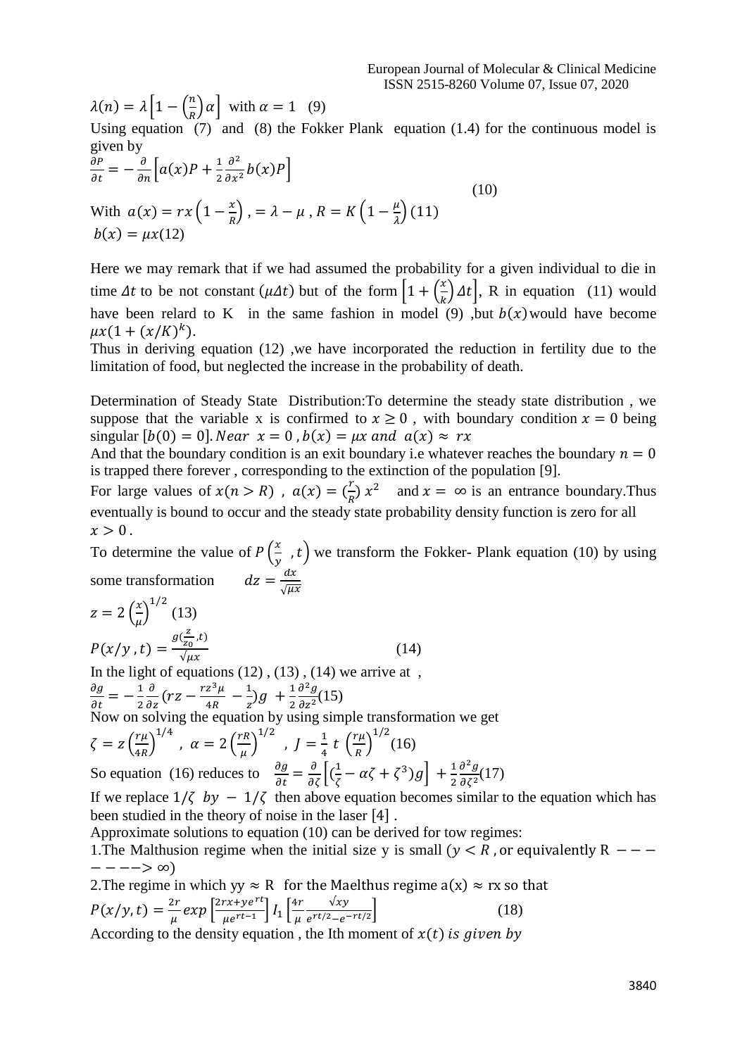$\lambda(n) = \lambda\left[1 - \left(\frac{n}{R}\right)\alpha\right]$ with $\alpha = 1$ (9)

Using equation (7) and (8) the Fokker Plank equation (1.4) for the continuous model is given by

$$\frac{\partial P}{\partial t} = -\frac{\partial}{\partial n}\left[a(x)P + \frac{1}{2}\frac{\partial^2}{\partial x^2}b(x)P\right] \tag{10}$$

With $a(x) = rx\left(1 - \frac{x}{R}\right)$ , $= \lambda - \mu$ , $R = K\left(1 - \frac{\mu}{\lambda}\right)$ (11)

$b(x) = \mu x$(12)

Here we may remark that if we had assumed the probability for a given individual to die in time $\Delta t$ to be not constant ($\mu\Delta t$) but of the form $\left[1 + \left(\frac{x}{k}\right)\Delta t\right]$, R in equation (11) would have been relard to K in the same fashion in model (9) ,but $b(x)$ would have become $\mu x(1 + (x/K)^k)$.

Thus in deriving equation (12) ,we have incorporated the reduction in fertility due to the limitation of food, but neglected the increase in the probability of death.

Determination of Steady State Distribution:To determine the steady state distribution , we suppose that the variable x is confirmed to $x \geq 0$ , with boundary condition $x = 0$ being singular $[b(0) = 0]$. Near $x = 0$ , $b(x) = \mu x$ and $a(x) \approx rx$

And that the boundary condition is an exit boundary i.e whatever reaches the boundary $n = 0$ is trapped there forever , corresponding to the extinction of the population [9].

For large values of $x(n > R)$ , $a(x) = (\frac{r}{R})\,x^2$ and $x = \infty$ is an entrance boundary.Thus eventually is bound to occur and the steady state probability density function is zero for all $x > 0$ .

To determine the value of $P\left(\frac{x}{y}\ ,t\right)$ we transform the Fokker- Plank equation (10) by using some transformation $dz = \frac{dx}{\sqrt{\mu x}}$

$z = 2\left(\frac{x}{\mu}\right)^{1/2}$ (13)

$$P(x/y\ ,t) = \frac{g(\frac{z}{z_0},t)}{\sqrt{\mu x}} \tag{14}$$

In the light of equations (12) , (13) , (14) we arrive at ,

$\frac{\partial g}{\partial t} = -\frac{1}{2}\frac{\partial}{\partial z}\left(rz - \frac{rz^3\mu}{4R} - \frac{1}{z}\right)g + \frac{1}{2}\frac{\partial^2 g}{\partial z^2}$(15)

Now on solving the equation by using simple transformation we get

$\zeta = z\left(\frac{r\mu}{4R}\right)^{1/4}$ , $\alpha = 2\left(\frac{rR}{\mu}\right)^{1/2}$ , $J = \frac{1}{4}\ t\ \left(\frac{r\mu}{R}\right)^{1/2}$(16)

So equation (16) reduces to $\frac{\partial g}{\partial t} = \frac{\partial}{\partial \zeta}\left[\left(\frac{1}{\zeta} - \alpha\zeta + \zeta^3\right)g\right] + \frac{1}{2}\frac{\partial^2 g}{\partial \zeta^2}$(17)

If we replace $1/\zeta$ by $-1/\zeta$ then above equation becomes similar to the equation which has been studied in the theory of noise in the laser [4] .

Approximate solutions to equation (10) can be derived for tow regimes:

1.The Malthusion regime when the initial size y is small ($y < R$ , or equivalently R $------> \infty$)

2.The regime in which yy $\approx$ R for the Maelthus regime a(x) $\approx$ rx so that

$$P(x/y,t) = \frac{2r}{\mu}exp\left[\frac{2rx + ye^{rt}}{\mu e^{rt-1}}\right]I_1\left[\frac{4r}{\mu}\frac{\sqrt{xy}}{e^{rt/2} - e^{-rt/2}}\right] \tag{18}$$

According to the density equation , the Ith moment of $x(t)$ is given by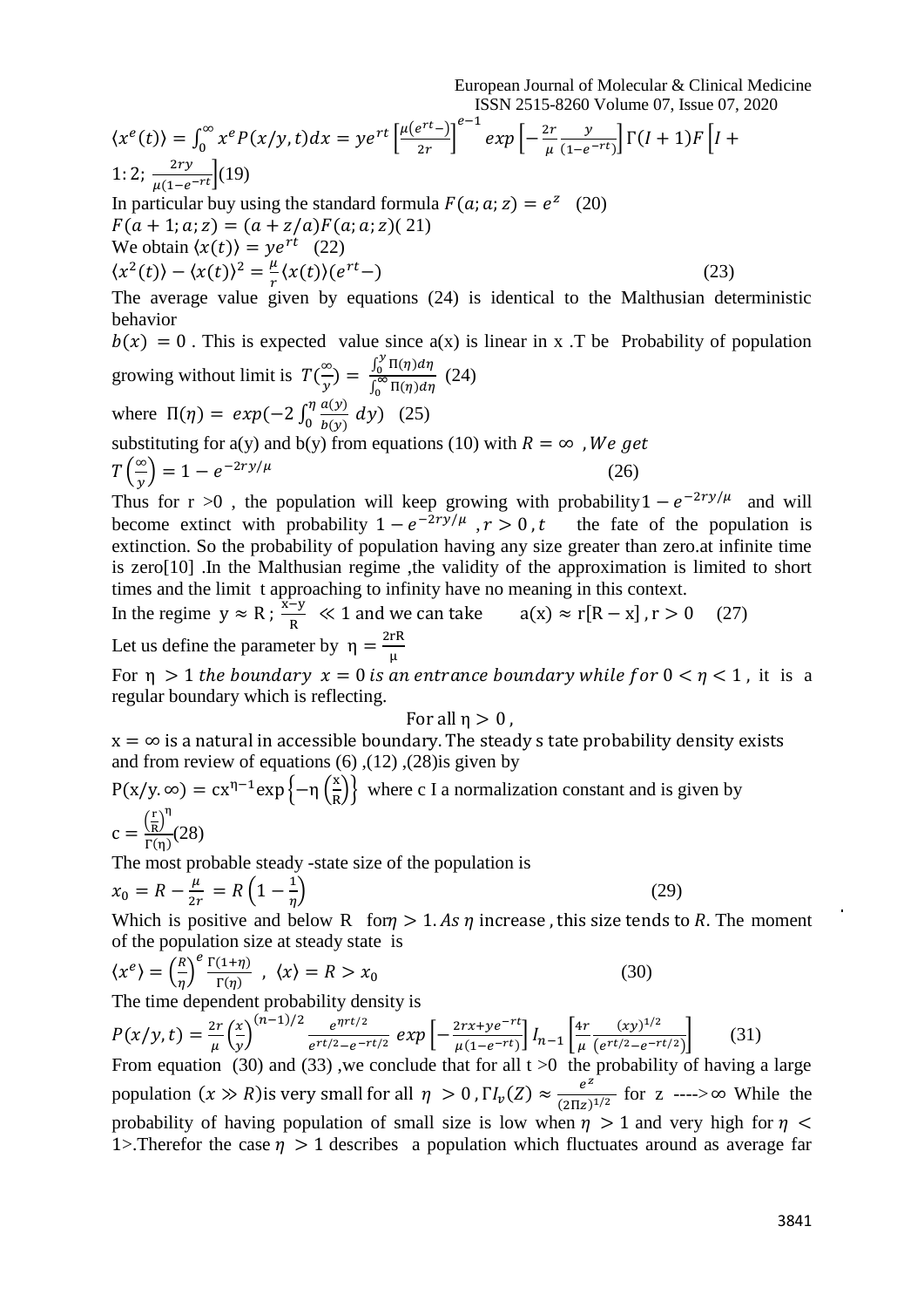$$\langle x^e(t)\rangle = \int_0^\infty x^e P(x/y,t)dx = ye^{rt}\left[\frac{\mu(e^{rt}-)}{2r}\right]^{e-1} exp\left[-\frac{2r}{\mu}\frac{y}{(1-e^{-rt})}\right]\Gamma(I+1)F\left[I+1:2;\ \frac{2ry}{\mu(1-e^{-rt}}\right](19)$$

In particular buy using the standard formula $F(a;a;z) = e^z$ (20)

$F(a+1;a;z) = (a+z/a)F(a;a;z)$( 21)

We obtain $\langle x(t)\rangle = ye^{rt}$ (22)

$$\langle x^2(t)\rangle - \langle x(t)\rangle^2 = \frac{\mu}{r}\langle x(t)\rangle(e^{rt}-) \tag{23}$$

The average value given by equations (24) is identical to the Malthusian deterministic behavior

$b(x) = 0$ . This is expected value since a(x) is linear in x .T be Probability of population growing without limit is $T(\frac{\infty}{y}) = \frac{\int_0^y \Pi(\eta)d\eta}{\int_0^\infty \Pi(\eta)d\eta}$ (24)

where $\Pi(\eta) = exp(-2\int_0^\eta \frac{a(y)}{b(y)}\,dy)$ (25)

substituting for a(y) and b(y) from equations (10) with $R = \infty$ , *We get*

$$T\left(\frac{\infty}{y}\right) = 1 - e^{-2ry/\mu} \tag{26}$$

Thus for r >0 , the population will keep growing with probability$1 - e^{-2ry/\mu}$ and will become extinct with probability $1 - e^{-2ry/\mu}$ , $r > 0$ , $t$ the fate of the population is extinction. So the probability of population having any size greater than zero.at infinite time is zero[10] .In the Malthusian regime ,the validity of the approximation is limited to short times and the limit t approaching to infinity have no meaning in this context.

In the regime $y \approx R$ ; $\frac{x-y}{R} \ll 1$ and we can take $a(x) \approx r[R - x]$ , $r > 0$ (27)

Let us define the parameter by $\eta = \frac{2rR}{\mu}$

For $\eta > 1$ *the boundary* $x = 0$ *is an entrance boundary while for* $0 < \eta < 1$ , it is a regular boundary which is reflecting.

For all $\eta > 0$ ,

$x = \infty$ is a natural in accessible boundary. The steady s tate probability density exists and from review of equations (6) ,(12) ,(28)is given by

$P(x/y.\infty) = cx^{\eta-1}\exp\left\{-\eta\left(\frac{x}{R}\right)\right\}$ where c I a normalization constant and is given by

$c = \frac{\left(\frac{r}{R}\right)^\eta}{\Gamma(\eta)}$(28)

The most probable steady -state size of the population is

$$x_0 = R - \frac{\mu}{2r} = R\left(1 - \frac{1}{\eta}\right) \tag{29}$$

Which is positive and below R for$\eta > 1$. *As* $\eta$ increase , this size tends to $R$. The moment of the population size at steady state is

$$\langle x^e\rangle = \left(\frac{R}{\eta}\right)^e \frac{\Gamma(1+\eta)}{\Gamma(\eta)}\ ,\ \langle x\rangle = R > x_0 \tag{30}$$

The time dependent probability density is

$$P(x/y,t) = \frac{2r}{\mu}\left(\frac{x}{y}\right)^{(n-1)/2} \frac{e^{\eta rt/2}}{e^{rt/2} - e^{-rt/2}}\ exp\left[-\frac{2rx + ye^{-rt}}{\mu(1-e^{-rt})}\right] I_{n-1}\left[\frac{4r}{\mu}\frac{(xy)^{1/2}}{(e^{rt/2} - e^{-rt/2})}\right] \tag{31}$$

From equation (30) and (33) ,we conclude that for all t >0 the probability of having a large population $(x \gg R)$is very small for all $\eta > 0$ , $\Gamma I_v(Z) \approx \frac{e^z}{(2\Pi z)^{1/2}}$ for z ---->$\infty$ While the probability of having population of small size is low when $\eta > 1$ and very high for $\eta <$ 1>.Therefor the case $\eta > 1$ describes a population which fluctuates around as average far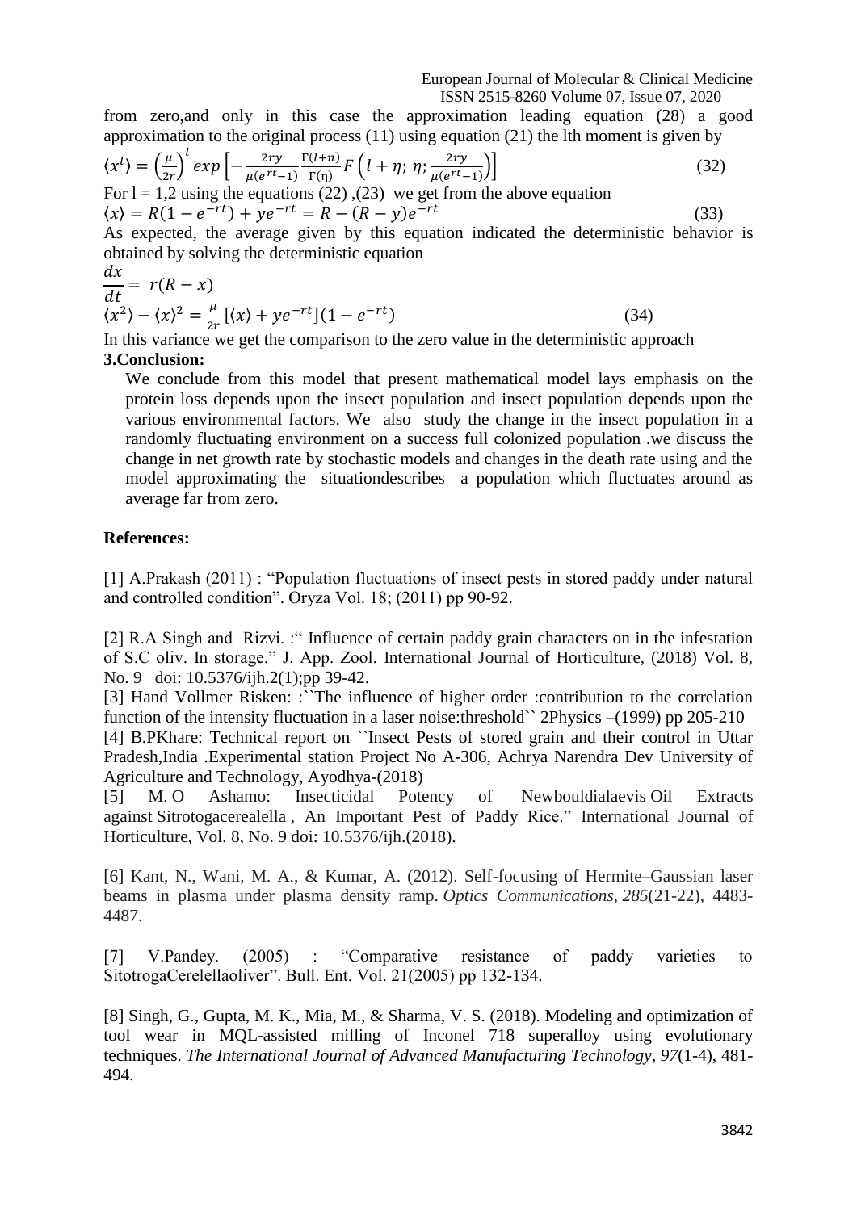from zero,and only in this case the approximation leading equation (28) a good approximation to the original process (11) using equation (21) the lth moment is given by

$$\langle x^l \rangle = \left(\frac{\mu}{2r}\right)^l exp\left[-\frac{2ry}{\mu(e^{rt}-1)}\frac{\Gamma(l+n)}{\Gamma(\eta)}F\left(l+\eta;\,\eta;\frac{2ry}{\mu(e^{rt}-1)}\right)\right] \tag{32}$$

For l = 1,2 using the equations (22) ,(23) we get from the above equation

$$\langle x \rangle = R(1-e^{-rt}) + ye^{-rt} = R-(R-y)e^{-rt} \tag{33}$$

As expected, the average given by this equation indicated the deterministic behavior is obtained by solving the deterministic equation

$$\frac{dx}{dt} = r(R-x)$$

$$\langle x^2 \rangle - \langle x \rangle^2 = \frac{\mu}{2r}[\langle x \rangle + ye^{-rt}](1-e^{-rt}) \tag{34}$$

In this variance we get the comparison to the zero value in the deterministic approach

## 3.Conclusion:

We conclude from this model that present mathematical model lays emphasis on the protein loss depends upon the insect population and insect population depends upon the various environmental factors. We also study the change in the insect population in a randomly fluctuating environment on a success full colonized population .we discuss the change in net growth rate by stochastic models and changes in the death rate using and the model approximating the situationdescribes a population which fluctuates around as average far from zero.

## References:

[1] A.Prakash (2011) : "Population fluctuations of insect pests in stored paddy under natural and controlled condition". Oryza Vol. 18; (2011) pp 90-92.

[2] R.A Singh and Rizvi. :" Influence of certain paddy grain characters on in the infestation of S.C oliv. In storage." J. App. Zool. International Journal of Horticulture, (2018) Vol. 8, No. 9 doi: 10.5376/ijh.2(1);pp 39-42.

[3] Hand Vollmer Risken: :``The influence of higher order :contribution to the correlation function of the intensity fluctuation in a laser noise:threshold`` 2Physics –(1999) pp 205-210

[4] B.PKhare: Technical report on ``Insect Pests of stored grain and their control in Uttar Pradesh,India .Experimental station Project No A-306, Achrya Narendra Dev University of Agriculture and Technology, Ayodhya-(2018)

[5] M. O Ashamo: Insecticidal Potency of Newbouldialaevis Oil Extracts against Sitrotogacerealella , An Important Pest of Paddy Rice." International Journal of Horticulture, Vol. 8, No. 9 doi: 10.5376/ijh.(2018).

[6] Kant, N., Wani, M. A., & Kumar, A. (2012). Self-focusing of Hermite–Gaussian laser beams in plasma under plasma density ramp. *Optics Communications*, *285*(21-22), 4483-4487.

[7] V.Pandey. (2005) : "Comparative resistance of paddy varieties to SitotrogaCerelellaoliver". Bull. Ent. Vol. 21(2005) pp 132-134.

[8] Singh, G., Gupta, M. K., Mia, M., & Sharma, V. S. (2018). Modeling and optimization of tool wear in MQL-assisted milling of Inconel 718 superalloy using evolutionary techniques. *The International Journal of Advanced Manufacturing Technology*, *97*(1-4), 481-494.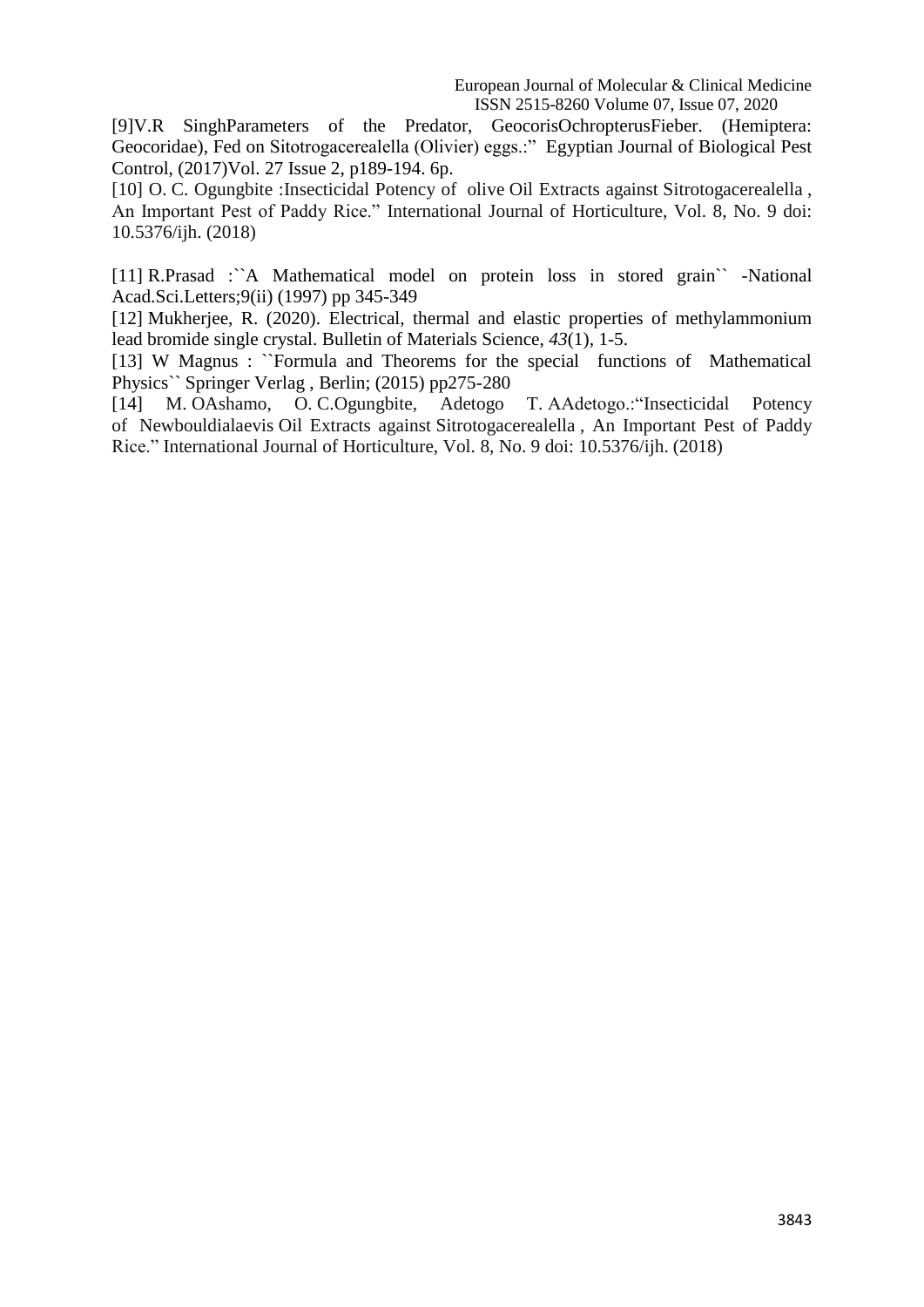[9]V.R SinghParameters of the Predator, GeocorisOchropterusFieber. (Hemiptera: Geocoridae), Fed on Sitotrogacerealella (Olivier) eggs.:" Egyptian Journal of Biological Pest Control, (2017)Vol. 27 Issue 2, p189-194. 6p.

[10] O. C. Ogungbite :Insecticidal Potency of olive Oil Extracts against Sitrotogacerealella , An Important Pest of Paddy Rice." International Journal of Horticulture, Vol. 8, No. 9 doi: 10.5376/ijh. (2018)

[11] R.Prasad :``A Mathematical model on protein loss in stored grain`` -National Acad.Sci.Letters;9(ii) (1997) pp 345-349

[12] Mukherjee, R. (2020). Electrical, thermal and elastic properties of methylammonium lead bromide single crystal. Bulletin of Materials Science, *43*(1), 1-5.

[13] W Magnus : ``Formula and Theorems for the special functions of Mathematical Physics`` Springer Verlag , Berlin; (2015) pp275-280

[14] M. OAshamo, O. C.Ogungbite, Adetogo T. AAdetogo.:"Insecticidal Potency of Newbouldialaevis Oil Extracts against Sitrotogacerealella , An Important Pest of Paddy Rice." International Journal of Horticulture, Vol. 8, No. 9 doi: 10.5376/ijh. (2018)